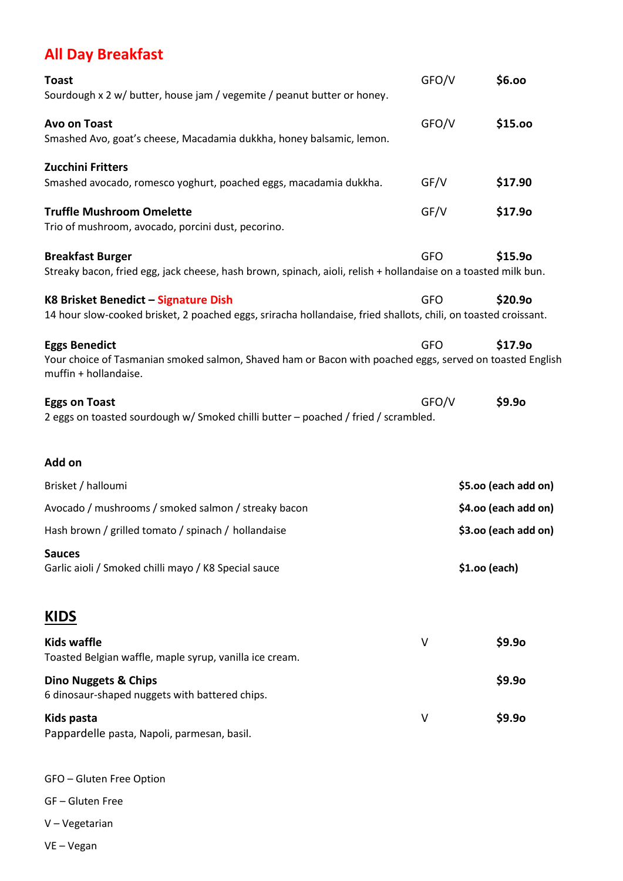## All Day Breakfast

**Toast** GFO/V **$6.oo**
Sourdough x 2 w/ butter, house jam / vegemite / peanut butter or honey.

**Avo on Toast** GFO/V **$15.oo**
Smashed Avo, goat's cheese, Macadamia dukkha, honey balsamic, lemon.

**Zucchini Fritters** GF/V **$17.90**
Smashed avocado, romesco yoghurt, poached eggs, macadamia dukkha.

**Truffle Mushroom Omelette** GF/V **$17.9o**
Trio of mushroom, avocado, porcini dust, pecorino.

**Breakfast Burger** GFO **$15.9o**
Streaky bacon, fried egg, jack cheese, hash brown, spinach, aioli, relish + hollandaise on a toasted milk bun.

**K8 Brisket Benedict – Signature Dish** GFO **$20.9o**
14 hour slow-cooked brisket, 2 poached eggs, sriracha hollandaise, fried shallots, chili, on toasted croissant.

**Eggs Benedict** GFO **$17.9o**
Your choice of Tasmanian smoked salmon, Shaved ham or Bacon with poached eggs, served on toasted English muffin + hollandaise.

**Eggs on Toast** GFO/V **$9.9o**
2 eggs on toasted sourdough w/ Smoked chilli butter – poached / fried / scrambled.

### Add on

Brisket / halloumi **$5.oo (each add on)**

Avocado / mushrooms / smoked salmon / streaky bacon **$4.oo (each add on)**

Hash brown / grilled tomato / spinach / hollandaise **$3.oo (each add on)**

**Sauces**
Garlic aioli / Smoked chilli mayo / K8 Special sauce **$1.oo (each)**

## KIDS

**Kids waffle** V **$9.9o**
Toasted Belgian waffle, maple syrup, vanilla ice cream.

**Dino Nuggets & Chips** **$9.9o**
6 dinosaur-shaped nuggets with battered chips.

**Kids pasta** V **$9.9o**
Pappardelle pasta, Napoli, parmesan, basil.

GFO – Gluten Free Option

GF – Gluten Free

V – Vegetarian

VE – Vegan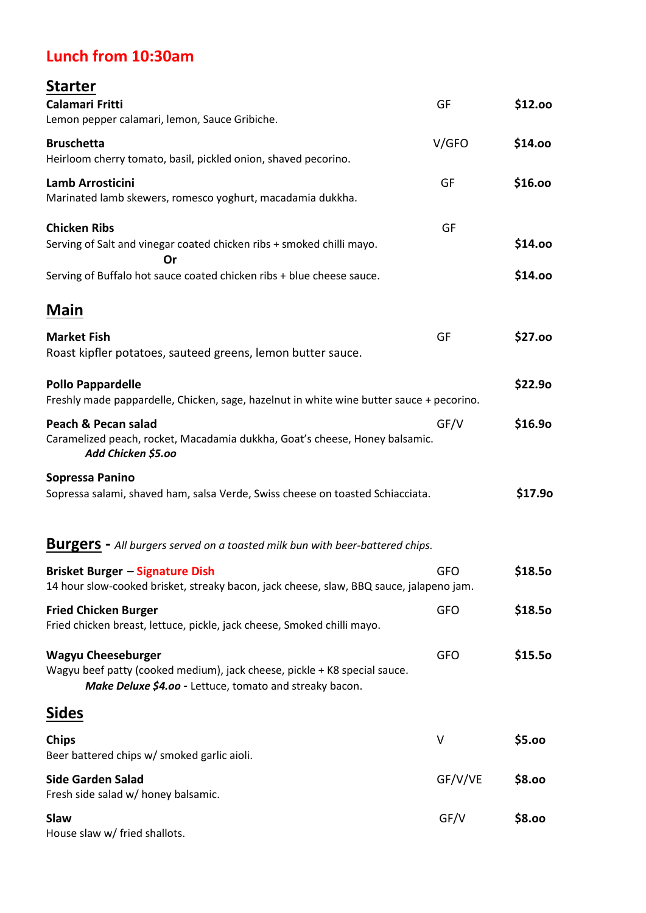## Lunch from 10:30am

## Starter

**Calamari Fritti** GF **$12.oo**
Lemon pepper calamari, lemon, Sauce Gribiche.

**Bruschetta** V/GFO **$14.oo**
Heirloom cherry tomato, basil, pickled onion, shaved pecorino.

**Lamb Arrosticini** GF **$16.oo**
Marinated lamb skewers, romesco yoghurt, macadamia dukkha.

**Chicken Ribs** GF
Serving of Salt and vinegar coated chicken ribs + smoked chilli mayo. **$14.oo**
**Or**
Serving of Buffalo hot sauce coated chicken ribs + blue cheese sauce. **$14.oo**

## Main

**Market Fish** GF **$27.oo**
Roast kipfler potatoes, sauteed greens, lemon butter sauce.

**Pollo Pappardelle** **$22.9o**
Freshly made pappardelle, Chicken, sage, hazelnut in white wine butter sauce + pecorino.

**Peach & Pecan salad** GF/V **$16.9o**
Caramelized peach, rocket, Macadamia dukkha, Goat's cheese, Honey balsamic.
***Add Chicken $5.oo***

**Sopressa Panino**
Sopressa salami, shaved ham, salsa Verde, Swiss cheese on toasted Schiacciata. **$17.9o**

## Burgers - *All burgers served on a toasted milk bun with beer-battered chips.*

**Brisket Burger – Signature Dish** GFO **$18.5o**
14 hour slow-cooked brisket, streaky bacon, jack cheese, slaw, BBQ sauce, jalapeno jam.

**Fried Chicken Burger** GFO **$18.5o**
Fried chicken breast, lettuce, pickle, jack cheese, Smoked chilli mayo.

**Wagyu Cheeseburger** GFO **$15.5o**
Wagyu beef patty (cooked medium), jack cheese, pickle + K8 special sauce.
***Make Deluxe $4.oo -*** Lettuce, tomato and streaky bacon.

## Sides

**Chips** V **$5.oo**
Beer battered chips w/ smoked garlic aioli.

**Side Garden Salad** GF/V/VE **$8.oo**
Fresh side salad w/ honey balsamic.

**Slaw** GF/V **$8.oo**
House slaw w/ fried shallots.